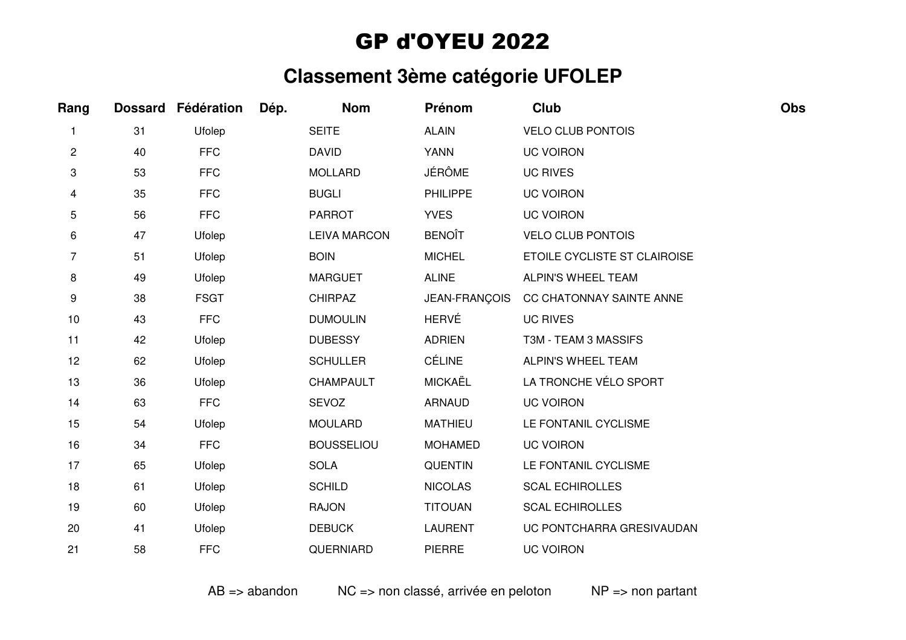# GP d'OYEU 2022

## Classement 3ème catégorie UFOLEP

| Rang | Dossard | Fédération | Dép. | Nom | Prénom | Club | Obs |
|---|---|---|---|---|---|---|---|
| 1 | 31 | Ufolep | | SEITE | ALAIN | VELO CLUB PONTOIS | |
| 2 | 40 | FFC | | DAVID | YANN | UC VOIRON | |
| 3 | 53 | FFC | | MOLLARD | JÉRÔME | UC RIVES | |
| 4 | 35 | FFC | | BUGLI | PHILIPPE | UC VOIRON | |
| 5 | 56 | FFC | | PARROT | YVES | UC VOIRON | |
| 6 | 47 | Ufolep | | LEIVA MARCON | BENOÎT | VELO CLUB PONTOIS | |
| 7 | 51 | Ufolep | | BOIN | MICHEL | ETOILE CYCLISTE ST CLAIROISE | |
| 8 | 49 | Ufolep | | MARGUET | ALINE | ALPIN'S WHEEL TEAM | |
| 9 | 38 | FSGT | | CHIRPAZ | JEAN-FRANÇOIS | CC CHATONNAY SAINTE ANNE | |
| 10 | 43 | FFC | | DUMOULIN | HERVÉ | UC RIVES | |
| 11 | 42 | Ufolep | | DUBESSY | ADRIEN | T3M - TEAM 3 MASSIFS | |
| 12 | 62 | Ufolep | | SCHULLER | CÉLINE | ALPIN'S WHEEL TEAM | |
| 13 | 36 | Ufolep | | CHAMPAULT | MICKAËL | LA TRONCHE VÉLO SPORT | |
| 14 | 63 | FFC | | SEVOZ | ARNAUD | UC VOIRON | |
| 15 | 54 | Ufolep | | MOULARD | MATHIEU | LE FONTANIL CYCLISME | |
| 16 | 34 | FFC | | BOUSSELIOU | MOHAMED | UC VOIRON | |
| 17 | 65 | Ufolep | | SOLA | QUENTIN | LE FONTANIL CYCLISME | |
| 18 | 61 | Ufolep | | SCHILD | NICOLAS | SCAL ECHIROLLES | |
| 19 | 60 | Ufolep | | RAJON | TITOUAN | SCAL ECHIROLLES | |
| 20 | 41 | Ufolep | | DEBUCK | LAURENT | UC PONTCHARRA GRESIVAUDAN | |
| 21 | 58 | FFC | | QUERNIARD | PIERRE | UC VOIRON | |

AB => abandon NC => non classé, arrivée en peloton NP => non partant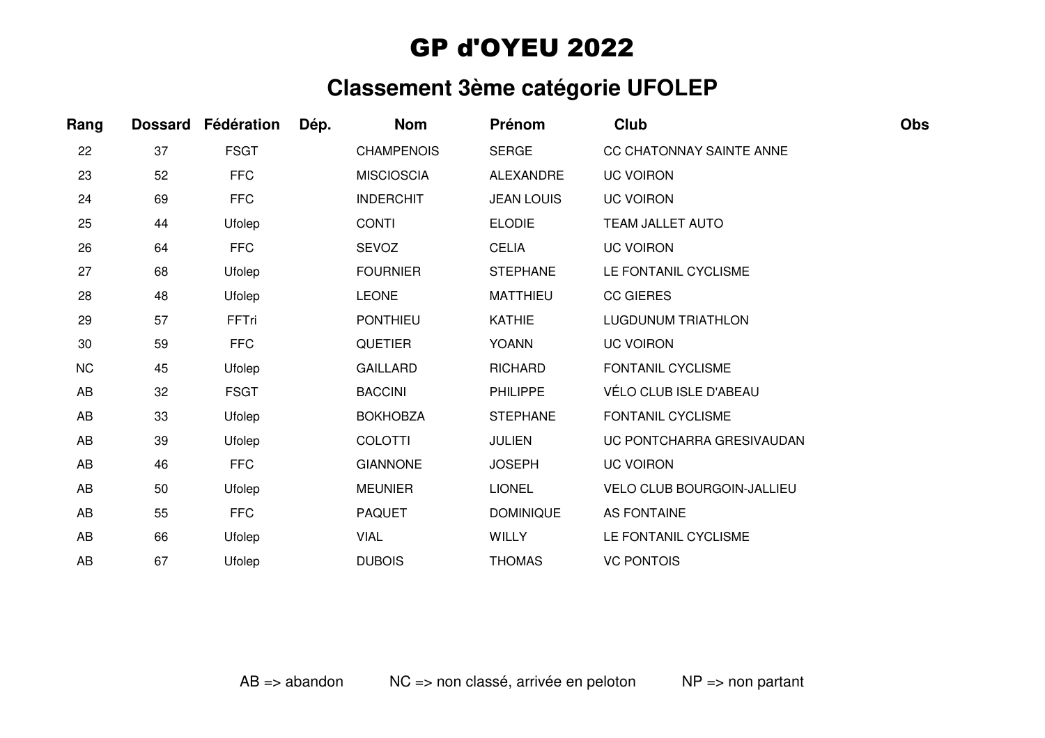# GP d'OYEU 2022

## Classement 3ème catégorie UFOLEP

| Rang | Dossard | Fédération | Dép. | Nom | Prénom | Club | Obs |
|---|---|---|---|---|---|---|---|
| 22 | 37 | FSGT | | CHAMPENOIS | SERGE | CC CHATONNAY SAINTE ANNE | |
| 23 | 52 | FFC | | MISCIOSCIA | ALEXANDRE | UC VOIRON | |
| 24 | 69 | FFC | | INDERCHIT | JEAN LOUIS | UC VOIRON | |
| 25 | 44 | Ufolep | | CONTI | ELODIE | TEAM JALLET AUTO | |
| 26 | 64 | FFC | | SEVOZ | CELIA | UC VOIRON | |
| 27 | 68 | Ufolep | | FOURNIER | STEPHANE | LE FONTANIL CYCLISME | |
| 28 | 48 | Ufolep | | LEONE | MATTHIEU | CC GIERES | |
| 29 | 57 | FFTri | | PONTHIEU | KATHIE | LUGDUNUM TRIATHLON | |
| 30 | 59 | FFC | | QUETIER | YOANN | UC VOIRON | |
| NC | 45 | Ufolep | | GAILLARD | RICHARD | FONTANIL CYCLISME | |
| AB | 32 | FSGT | | BACCINI | PHILIPPE | VÉLO CLUB ISLE D'ABEAU | |
| AB | 33 | Ufolep | | BOKHOBZA | STEPHANE | FONTANIL CYCLISME | |
| AB | 39 | Ufolep | | COLOTTI | JULIEN | UC PONTCHARRA GRESIVAUDAN | |
| AB | 46 | FFC | | GIANNONE | JOSEPH | UC VOIRON | |
| AB | 50 | Ufolep | | MEUNIER | LIONEL | VELO CLUB BOURGOIN-JALLIEU | |
| AB | 55 | FFC | | PAQUET | DOMINIQUE | AS FONTAINE | |
| AB | 66 | Ufolep | | VIAL | WILLY | LE FONTANIL CYCLISME | |
| AB | 67 | Ufolep | | DUBOIS | THOMAS | VC PONTOIS | |

AB => abandon NC => non classé, arrivée en peloton NP => non partant